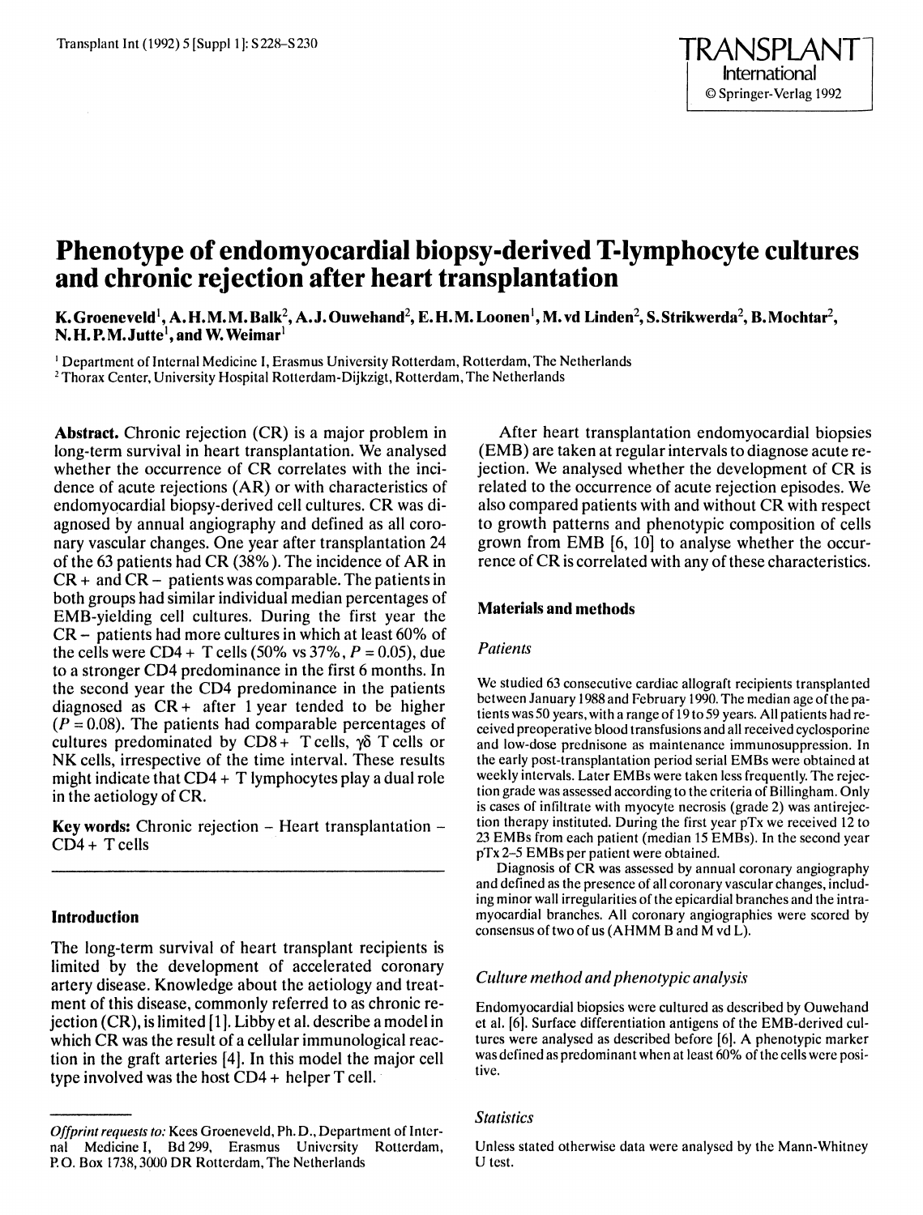# Phenotype of endomyocardial biopsy-derived T-lymphocyte cultures and chronic rejection after heart transplantation

**K. Groeneveld[1], A. H. M. M. Balk[2], A. J. Ouwehand[2], E. H. M. Loonen[1], M. vd Linden[2], S. Strikwerda[2], B. Mochtar[2], N. H. P. M. Jutte[1], and W. Weimar[1]**

[1] Department of Internal Medicine I, Erasmus University Rotterdam, Rotterdam, The Netherlands
[2] Thorax Center, University Hospital Rotterdam-Dijkzigt, Rotterdam, The Netherlands

**Abstract.** Chronic rejection (CR) is a major problem in long-term survival in heart transplantation. We analysed whether the occurrence of CR correlates with the incidence of acute rejections (AR) or with characteristics of endomyocardial biopsy-derived cell cultures. CR was diagnosed by annual angiography and defined as all coronary vascular changes. One year after transplantation 24 of the 63 patients had CR (38%). The incidence of AR in CR+ and CR− patients was comparable. The patients in both groups had similar individual median percentages of EMB-yielding cell cultures. During the first year the CR− patients had more cultures in which at least 60% of the cells were CD4+ T cells (50% vs 37%, $P = 0.05$), due to a stronger CD4 predominance in the first 6 months. In the second year the CD4 predominance in the patients diagnosed as CR+ after 1 year tended to be higher ($P = 0.08$). The patients had comparable percentages of cultures predominated by CD8+ T cells, γδ T cells or NK cells, irrespective of the time interval. These results might indicate that CD4+ T lymphocytes play a dual role in the aetiology of CR.

**Key words:** Chronic rejection – Heart transplantation – CD4+ T cells

## Introduction

The long-term survival of heart transplant recipients is limited by the development of accelerated coronary artery disease. Knowledge about the aetiology and treatment of this disease, commonly referred to as chronic rejection (CR), is limited [1]. Libby et al. describe a model in which CR was the result of a cellular immunological reaction in the graft arteries [4]. In this model the major cell type involved was the host CD4+ helper T cell.

After heart transplantation endomyocardial biopsies (EMB) are taken at regular intervals to diagnose acute rejection. We analysed whether the development of CR is related to the occurrence of acute rejection episodes. We also compared patients with and without CR with respect to growth patterns and phenotypic composition of cells grown from EMB [6, 10] to analyse whether the occurrence of CR is correlated with any of these characteristics.

## Materials and methods

### *Patients*

We studied 63 consecutive cardiac allograft recipients transplanted between January 1988 and February 1990. The median age of the patients was 50 years, with a range of 19 to 59 years. All patients had received preoperative blood transfusions and all received cyclosporine and low-dose prednisone as maintenance immunosuppression. In the early post-transplantation period serial EMBs were obtained at weekly intervals. Later EMBs were taken less frequently. The rejection grade was assessed according to the criteria of Billingham. Only is cases of infiltrate with myocyte necrosis (grade 2) was antirejection therapy instituted. During the first year pTx we received 12 to 23 EMBs from each patient (median 15 EMBs). In the second year pTx 2–5 EMBs per patient were obtained.

Diagnosis of CR was assessed by annual coronary angiography and defined as the presence of all coronary vascular changes, including minor wall irregularities of the epicardial branches and the intramyocardial branches. All coronary angiographies were scored by consensus of two of us (AHMM B and M vd L).

### *Culture method and phenotypic analysis*

Endomyocardial biopsies were cultured as described by Ouwehand et al. [6]. Surface differentiation antigens of the EMB-derived cultures were analysed as described before [6]. A phenotypic marker was defined as predominant when at least 60% of the cells were positive.

### *Statistics*

Unless stated otherwise data were analysed by the Mann-Whitney U test.

---

*Offprint requests to:* Kees Groeneveld, Ph. D., Department of Internal Medicine I, Bd 299, Erasmus University Rotterdam, P. O. Box 1738, 3000 DR Rotterdam, The Netherlands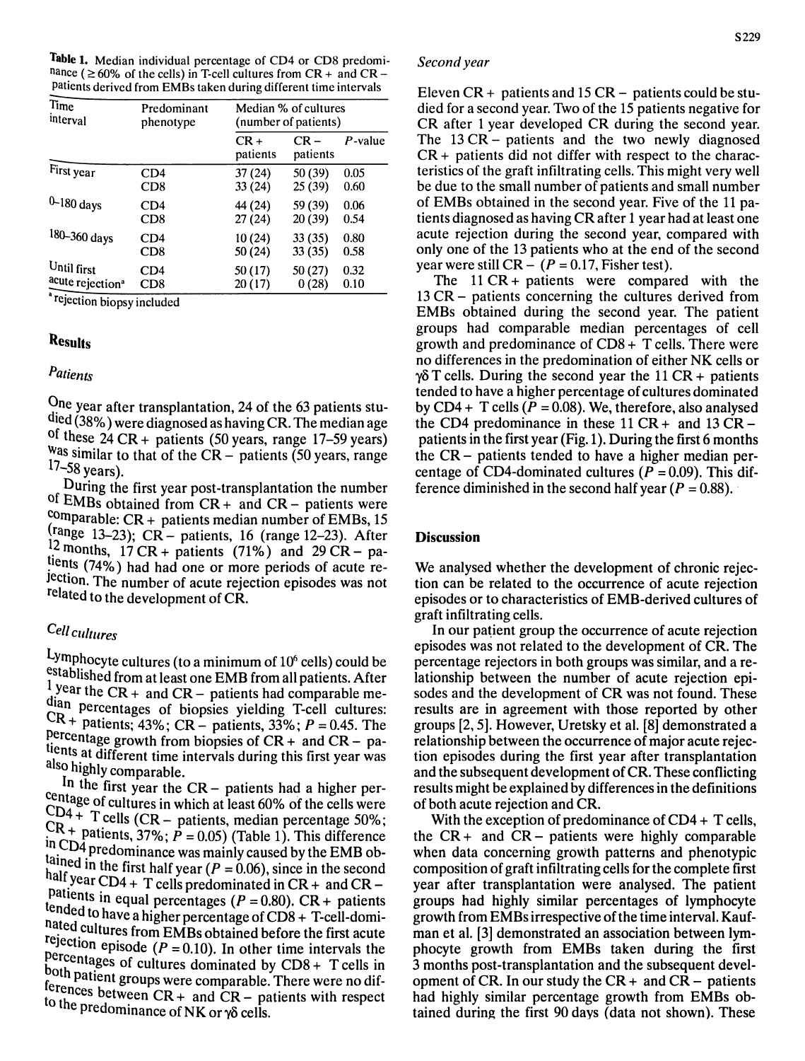**Table 1.** Median individual percentage of CD4 or CD8 predominance (≥ 60% of the cells) in T-cell cultures from CR + and CR − patients derived from EMBs taken during different time intervals

| Time interval | Predominant phenotype | Median % of cultures (number of patients) | | |
|---|---|---|---|---|
| | | CR + patients | CR − patients | *P*-value |
| First year | CD4 | 37 (24) | 50 (39) | 0.05 |
| | CD8 | 33 (24) | 25 (39) | 0.60 |
| 0–180 days | CD4 | 44 (24) | 59 (39) | 0.06 |
| | CD8 | 27 (24) | 20 (39) | 0.54 |
| 180–360 days | CD4 | 10 (24) | 33 (35) | 0.80 |
| | CD8 | 50 (24) | 33 (35) | 0.58 |
| Until first acute rejection[a] | CD4 | 50 (17) | 50 (27) | 0.32 |
| | CD8 | 20 (17) | 0 (28) | 0.10 |

[a] rejection biopsy included

## Results

### Patients

One year after transplantation, 24 of the 63 patients studied (38%) were diagnosed as having CR. The median age of these 24 CR + patients (50 years, range 17–59 years) was similar to that of the CR − patients (50 years, range 17–58 years).

During the first year post-transplantation the number of EMBs obtained from CR + and CR − patients were comparable: CR + patients median number of EMBs, 15 (range 13–23); CR − patients, 16 (range 12–23). After 12 months, 17 CR + patients (71%) and 29 CR − patients (74%) had had one or more periods of acute rejection. The number of acute rejection episodes was not related to the development of CR.

### Cell cultures

Lymphocyte cultures (to a minimum of $10^6$ cells) could be established from at least one EMB from all patients. After 1 year the CR + and CR − patients had comparable median percentages of biopsies yielding T-cell cultures: CR + patients; 43%; CR − patients, 33%; $P = 0.45$. The percentage growth from biopsies of CR + and CR − patients at different time intervals during this first year was also highly comparable.

In the first year the CR − patients had a higher percentage of cultures in which at least 60% of the cells were CD4 + T cells (CR − patients, median percentage 50%; CR + patients, 37%; $P = 0.05$) (Table 1). This difference in CD4 predominance was mainly caused by the EMB obtained in the first half year ($P = 0.06$), since in the second half year CD4 + T cells predominated in CR + and CR − patients in equal percentages ($P = 0.80$). CR + patients tended to have a higher percentage of CD8 + T-cell-dominated cultures from EMBs obtained before the first acute rejection episode ($P = 0.10$). In other time intervals the percentages of cultures dominated by CD8 + T cells in both patient groups were comparable. There were no differences between CR + and CR − patients with respect to the predominance of NK or γδ cells.

### Second year

Eleven CR + patients and 15 CR − patients could be studied for a second year. Two of the 15 patients negative for CR after 1 year developed CR during the second year. The 13 CR − patients and the two newly diagnosed CR + patients did not differ with respect to the characteristics of the graft infiltrating cells. This might very well be due to the small number of patients and small number of EMBs obtained in the second year. Five of the 11 patients diagnosed as having CR after 1 year had at least one acute rejection during the second year, compared with only one of the 13 patients who at the end of the second year were still CR − ($P = 0.17$, Fisher test).

The 11 CR + patients were compared with the 13 CR − patients concerning the cultures derived from EMBs obtained during the second year. The patient groups had comparable median percentages of cell growth and predominance of CD8 + T cells. There were no differences in the predomination of either NK cells or γδ T cells. During the second year the 11 CR + patients tended to have a higher percentage of cultures dominated by CD4 + T cells ($P = 0.08$). We, therefore, also analysed the CD4 predominance in these 11 CR + and 13 CR − patients in the first year (Fig. 1). During the first 6 months the CR − patients tended to have a higher median percentage of CD4-dominated cultures ($P = 0.09$). This difference diminished in the second half year ($P = 0.88$).

## Discussion

We analysed whether the development of chronic rejection can be related to the occurrence of acute rejection episodes or to characteristics of EMB-derived cultures of graft infiltrating cells.

In our patient group the occurrence of acute rejection episodes was not related to the development of CR. The percentage rejectors in both groups was similar, and a relationship between the number of acute rejection episodes and the development of CR was not found. These results are in agreement with those reported by other groups [2, 5]. However, Uretsky et al. [8] demonstrated a relationship between the occurrence of major acute rejection episodes during the first year after transplantation and the subsequent development of CR. These conflicting results might be explained by differences in the definitions of both acute rejection and CR.

With the exception of predominance of CD4 + T cells, the CR + and CR − patients were highly comparable when data concerning growth patterns and phenotypic composition of graft infiltrating cells for the complete first year after transplantation were analysed. The patient groups had highly similar percentages of lymphocyte growth from EMBs irrespective of the time interval. Kaufman et al. [3] demonstrated an association between lymphocyte growth from EMBs taken during the first 3 months post-transplantation and the subsequent development of CR. In our study the CR + and CR − patients had highly similar percentage growth from EMBs obtained during the first 90 days (data not shown). These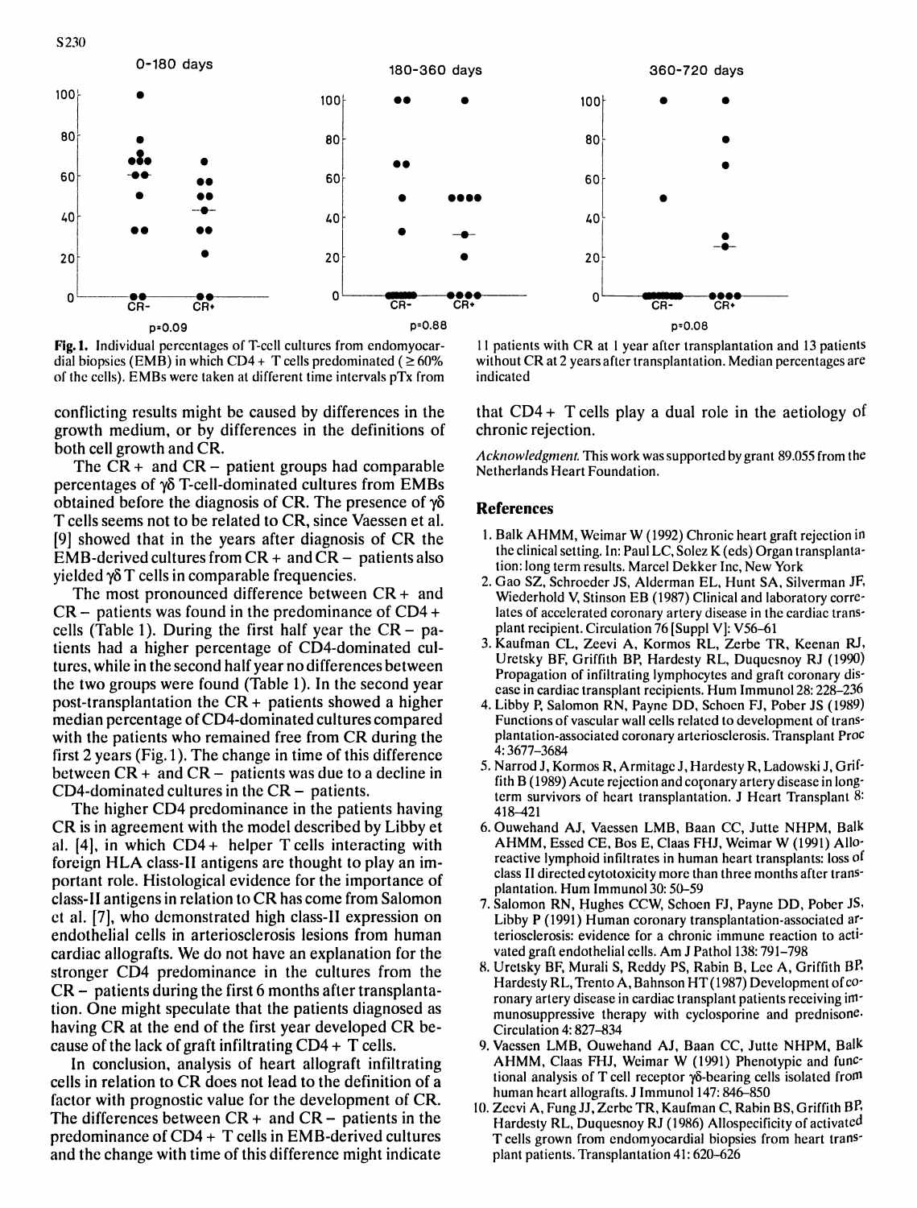0-180 days

180-360 days

360-720 days

100
80
60
40
20
0

CR- CR+

p=0.09

p=0.88

p=0.08

**Fig. 1.** Individual percentages of T-cell cultures from endomyocardial biopsies (EMB) in which CD4+ T cells predominated (≥ 60% of the cells). EMBs were taken at different time intervals pTx from 11 patients with CR at 1 year after transplantation and 13 patients without CR at 2 years after transplantation. Median percentages are indicated

conflicting results might be caused by differences in the growth medium, or by differences in the definitions of both cell growth and CR.

The CR+ and CR− patient groups had comparable percentages of γδ T-cell-dominated cultures from EMBs obtained before the diagnosis of CR. The presence of γδ T cells seems not to be related to CR, since Vaessen et al. [9] showed that in the years after diagnosis of CR the EMB-derived cultures from CR+ and CR− patients also yielded γδ T cells in comparable frequencies.

The most pronounced difference between CR+ and CR− patients was found in the predominance of CD4+ cells (Table 1). During the first half year the CR− patients had a higher percentage of CD4-dominated cultures, while in the second half year no differences between the two groups were found (Table 1). In the second year post-transplantation the CR+ patients showed a higher median percentage of CD4-dominated cultures compared with the patients who remained free from CR during the first 2 years (Fig. 1). The change in time of this difference between CR+ and CR− patients was due to a decline in CD4-dominated cultures in the CR− patients.

The higher CD4 predominance in the patients having CR is in agreement with the model described by Libby et al. [4], in which CD4+ helper T cells interacting with foreign HLA class-II antigens are thought to play an important role. Histological evidence for the importance of class-II antigens in relation to CR has come from Salomon et al. [7], who demonstrated high class-II expression on endothelial cells in arteriosclerosis lesions from human cardiac allografts. We do not have an explanation for the stronger CD4 predominance in the cultures from the CR− patients during the first 6 months after transplantation. One might speculate that the patients diagnosed as having CR at the end of the first year developed CR because of the lack of graft infiltrating CD4+ T cells.

In conclusion, analysis of heart allograft infiltrating cells in relation to CR does not lead to the definition of a factor with prognostic value for the development of CR. The differences between CR+ and CR− patients in the predominance of CD4+ T cells in EMB-derived cultures and the change with time of this difference might indicate that CD4+ T cells play a dual role in the aetiology of chronic rejection.

*Acknowledgment.* This work was supported by grant 89.055 from the Netherlands Heart Foundation.

## References

1. Balk AHMM, Weimar W (1992) Chronic heart graft rejection in the clinical setting. In: Paul LC, Solez K (eds) Organ transplantation: long term results. Marcel Dekker Inc, New York
2. Gao SZ, Schroeder JS, Alderman EL, Hunt SA, Silverman JF, Wiederhold V, Stinson EB (1987) Clinical and laboratory correlates of accelerated coronary artery disease in the cardiac transplant recipient. Circulation 76 [Suppl V]: V56–61
3. Kaufman CL, Zeevi A, Kormos RL, Zerbe TR, Keenan RJ, Uretsky BF, Griffith BP, Hardesty RL, Duquesnoy RJ (1990) Propagation of infiltrating lymphocytes and graft coronary disease in cardiac transplant recipients. Hum Immunol 28: 228–236
4. Libby P, Salomon RN, Payne DD, Schoen FJ, Pober JS (1989) Functions of vascular wall cells related to development of transplantation-associated coronary arteriosclerosis. Transplant Proc 4: 3677–3684
5. Narrod J, Kormos R, Armitage J, Hardesty R, Ladowski J, Griffith B (1989) Acute rejection and coronary artery disease in long-term survivors of heart transplantation. J Heart Transplant 8: 418–421
6. Ouwehand AJ, Vaessen LMB, Baan CC, Jutte NHPM, Balk AHMM, Essed CE, Bos E, Claas FHJ, Weimar W (1991) Alloreactive lymphoid infiltrates in human heart transplants: loss of class II directed cytotoxicity more than three months after transplantation. Hum Immunol 30: 50–59
7. Salomon RN, Hughes CCW, Schoen FJ, Payne DD, Pober JS, Libby P (1991) Human coronary transplantation-associated arteriosclerosis: evidence for a chronic immune reaction to activated graft endothelial cells. Am J Pathol 138: 791–798
8. Uretsky BF, Murali S, Reddy PS, Rabin B, Lee A, Griffith BP, Hardesty RL, Trento A, Bahnson HT (1987) Development of coronary artery disease in cardiac transplant patients receiving immunosuppressive therapy with cyclosporine and prednisone. Circulation 4: 827–834
9. Vaessen LMB, Ouwehand AJ, Baan CC, Jutte NHPM, Balk AHMM, Claas FHJ, Weimar W (1991) Phenotypic and functional analysis of T cell receptor γδ-bearing cells isolated from human heart allografts. J Immunol 147: 846–850
10. Zeevi A, Fung JJ, Zerbe TR, Kaufman C, Rabin BS, Griffith BP, Hardesty RL, Duquesnoy RJ (1986) Allospecificity of activated T cells grown from endomyocardial biopsies from heart transplant patients. Transplantation 41: 620–626